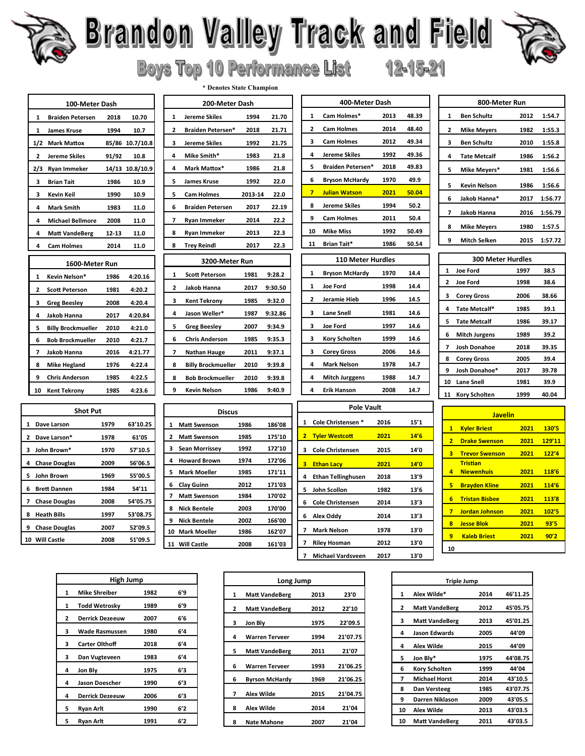# Brandon Valley Track and Field

## Boys Top 10 Performance List 12-15-21

\* Denotes State Champion

### 100-Meter Dash

| | | | |
|---|---|---|---|
| 1 | Braiden Petersen | 2018 | 10.70 |
| 1 | James Kruse | 1994 | 10.7 |
| 1/2 | Mark Mattox | 85/86 | 10.7/10.8 |
| 2 | Jereme Skiles | 91/92 | 10.8 |
| 2/3 | Ryan Immeker | 14/13 | 10.8/10.9 |
| 3 | Brian Tait | 1986 | 10.9 |
| 3 | Kevin Keil | 1990 | 10.9 |
| 4 | Mark Smith | 1983 | 11.0 |
| 4 | Michael Bellmore | 2008 | 11.0 |
| 4 | Matt VandeBerg | 12-13 | 11.0 |
| 4 | Cam Holmes | 2014 | 11.0 |

### 200-Meter Dash

| | | | |
|---|---|---|---|
| 1 | Jereme Skiles | 1994 | 21.70 |
| 2 | Braiden Petersen* | 2018 | 21.71 |
| 3 | Jereme Skiles | 1992 | 21.75 |
| 4 | Mike Smith* | 1983 | 21.8 |
| 4 | Mark Mattox* | 1986 | 21.8 |
| 5 | James Kruse | 1992 | 22.0 |
| 5 | Cam Holmes | 2013-14 | 22.0 |
| 6 | Braiden Petersen | 2017 | 22.19 |
| 7 | Ryan Immeker | 2014 | 22.2 |
| 8 | Ryan Immeker | 2013 | 22.3 |
| 8 | Trey Reindl | 2017 | 22.3 |

### 400-Meter Dash

| | | | |
|---|---|---|---|
| 1 | Cam Holmes* | 2013 | 48.39 |
| 2 | Cam Holmes | 2014 | 48.40 |
| 3 | Cam Holmes | 2012 | 49.34 |
| 4 | Jereme Skiles | 1992 | 49.36 |
| 5 | Braiden Petersen* | 2018 | 49.83 |
| 6 | Bryson McHardy | 1970 | 49.9 |
| 7 | Julian Watson | 2021 | 50.04 |
| 8 | Jereme Skiles | 1994 | 50.2 |
| 9 | Cam Holmes | 2011 | 50.4 |
| 10 | Mike Miss | 1992 | 50.49 |
| 11 | Brian Tait* | 1986 | 50.54 |

### 800-Meter Run

| | | | |
|---|---|---|---|
| 1 | Ben Schultz | 2012 | 1:54.7 |
| 2 | Mike Meyers | 1982 | 1:55.3 |
| 3 | Ben Schultz | 2010 | 1:55.8 |
| 4 | Tate Metcalf | 1986 | 1:56.2 |
| 5 | Mike Meyers* | 1981 | 1:56.6 |
| 5 | Kevin Nelson | 1986 | 1:56.6 |
| 6 | Jakob Hanna* | 2017 | 1:56.77 |
| 7 | Jakob Hanna | 2016 | 1:56.79 |
| 8 | Mike Meyers | 1980 | 1:57.5 |
| 9 | Mitch Selken | 2015 | 1:57.72 |

### 1600-Meter Run

| | | | |
|---|---|---|---|
| 1 | Kevin Nelson* | 1986 | 4:20.16 |
| 2 | Scott Peterson | 1981 | 4:20.2 |
| 3 | Greg Beesley | 2008 | 4:20.4 |
| 4 | Jakob Hanna | 2017 | 4:20.84 |
| 5 | Billy Brockmueller | 2010 | 4:21.0 |
| 6 | Bob Brockmueller | 2010 | 4:21.7 |
| 7 | Jakob Hanna | 2016 | 4:21.77 |
| 8 | Mike Hegland | 1976 | 4:22.4 |
| 9 | Chris Anderson | 1985 | 4:22.5 |
| 10 | Kent Tekrony | 1985 | 4:23.6 |

### 3200-Meter Run

| | | | |
|---|---|---|---|
| 1 | Scott Peterson | 1981 | 9:28.2 |
| 2 | Jakob Hanna | 2017 | 9:30.50 |
| 3 | Kent Tekrony | 1985 | 9:32.0 |
| 4 | Jason Weller* | 1987 | 9:32.86 |
| 5 | Greg Beesley | 2007 | 9:34.9 |
| 6 | Chris Anderson | 1985 | 9:35.3 |
| 7 | Nathan Hauge | 2011 | 9:37.1 |
| 8 | Billy Brockmueller | 2010 | 9:39.8 |
| 8 | Bob Brockmueller | 2010 | 9:39.8 |
| 9 | Kevin Nelson | 1986 | 9:40.9 |

### 110 Meter Hurdles

| | | | |
|---|---|---|---|
| 1 | Bryson McHardy | 1970 | 14.4 |
| 1 | Joe Ford | 1998 | 14.4 |
| 2 | Jeramie Hieb | 1996 | 14.5 |
| 3 | Lane Snell | 1981 | 14.6 |
| 3 | Joe Ford | 1997 | 14.6 |
| 3 | Kory Scholten | 1999 | 14.6 |
| 3 | Corey Gross | 2006 | 14.6 |
| 4 | Mark Nelson | 1978 | 14.7 |
| 4 | Mitch Jurggens | 1988 | 14.7 |
| 4 | Erik Hanson | 2008 | 14.7 |

### 300 Meter Hurdles

| | | | |
|---|---|---|---|
| 1 | Joe Ford | 1997 | 38.5 |
| 2 | Joe Ford | 1998 | 38.6 |
| 3 | Corey Gross | 2006 | 38.66 |
| 4 | Tate Metcalf* | 1985 | 39.1 |
| 5 | Tate Metcalf | 1986 | 39.17 |
| 6 | Mitch Jurgens | 1989 | 39.2 |
| 7 | Josh Donahoe | 2018 | 39.35 |
| 8 | Corey Gross | 2005 | 39.4 |
| 9 | Josh Donahoe* | 2017 | 39.78 |
| 10 | Lane Snell | 1981 | 39.9 |
| 11 | Kory Scholten | 1999 | 40.04 |

### Shot Put

| | | | |
|---|---|---|---|
| 1 | Dave Larson | 1979 | 63'10.25 |
| 2 | Dave Larson* | 1978 | 61'05 |
| 3 | John Brown* | 1970 | 57'10.5 |
| 4 | Chase Douglas | 2009 | 56'06.5 |
| 5 | John Brown | 1969 | 55'00.5 |
| 6 | Brett Dannen | 1984 | 54'11 |
| 7 | Chase Douglas | 2008 | 54'05.75 |
| 8 | Heath Bills | 1997 | 53'08.75 |
| 9 | Chase Douglas | 2007 | 52'09.5 |
| 10 | Will Castle | 2008 | 51'09.5 |

### Discus

| | | | |
|---|---|---|---|
| 1 | Matt Swenson | 1986 | 186'08 |
| 2 | Matt Swenson | 1985 | 175'10 |
| 3 | Sean Morrissey | 1992 | 172'10 |
| 4 | Howard Brown | 1974 | 172'06 |
| 5 | Mark Moeller | 1985 | 171'11 |
| 6 | Clay Guinn | 2012 | 171'03 |
| 7 | Matt Swenson | 1984 | 170'02 |
| 8 | Nick Bentele | 2003 | 170'00 |
| 9 | Nick Bentele | 2002 | 166'00 |
| 10 | Mark Moeller | 1986 | 162'07 |
| 11 | Will Castle | 2008 | 161'03 |

### Pole Vault

| | | | |
|---|---|---|---|
| 1 | Cole Christensen * | 2016 | 15'1 |
| 2 | Tyler Westcott | 2021 | 14'6 |
| 3 | Cole Christensen | 2015 | 14'0 |
| 3 | Ethan Lacy | 2021 | 14'0 |
| 4 | Ethan Tellinghusen | 2018 | 13'9 |
| 5 | John Scollon | 1982 | 13'6 |
| 6 | Cole Christensen | 2014 | 13'3 |
| 6 | Alex Oddy | 2014 | 13'3 |
| 7 | Mark Nelson | 1978 | 13'0 |
| 7 | Riley Hosman | 2012 | 13'0 |
| 7 | Michael Vardsveen | 2017 | 13'0 |

### Javelin

| | | | |
|---|---|---|---|
| 1 | Kyler Briest | 2021 | 130'5 |
| 2 | Drake Swenson | 2021 | 129'11 |
| 3 | Trevor Swenson | 2021 | 122'4 |
| 4 | Tristian Niewenhuis | 2021 | 118'6 |
| 5 | Brayden Kline | 2021 | 114'6 |
| 6 | Tristan Bisbee | 2021 | 113'8 |
| 7 | Jordan Johnson | 2021 | 102'5 |
| 8 | Jesse Blok | 2021 | 93'5 |
| 9 | Kaleb Briest | 2021 | 90'2 |
| 10 | | | |

### High Jump

| | | | |
|---|---|---|---|
| 1 | Mike Shreiber | 1982 | 6'9 |
| 1 | Todd Wetrosky | 1989 | 6'9 |
| 2 | Derrick Dezeeuw | 2007 | 6'6 |
| 3 | Wade Rasmussen | 1980 | 6'4 |
| 3 | Carter Olthoff | 2018 | 6'4 |
| 3 | Dan Vugteveen | 1983 | 6'4 |
| 4 | Jon Bly | 1975 | 6'3 |
| 4 | Jason Doescher | 1990 | 6'3 |
| 4 | Derrick Dezeeuw | 2006 | 6'3 |
| 5 | Ryan Arlt | 1990 | 6'2 |
| 5 | Ryan Arlt | 1991 | 6'2 |

### Long Jump

| | | | |
|---|---|---|---|
| 1 | Matt VandeBerg | 2013 | 23'0 |
| 2 | Matt VandeBerg | 2012 | 22'10 |
| 3 | Jon Bly | 1975 | 22'09.5 |
| 4 | Warren Terveer | 1994 | 21'07.75 |
| 5 | Matt VandeBerg | 2011 | 21'07 |
| 6 | Warren Terveer | 1993 | 21'06.25 |
| 6 | Byrson McHardy | 1969 | 21'06.25 |
| 7 | Alex Wilde | 2015 | 21'04.75 |
| 8 | Alex Wilde | 2014 | 21'04 |
| 8 | Nate Mahone | 2007 | 21'04 |

### Triple Jump

| | | | |
|---|---|---|---|
| 1 | Alex Wilde* | 2014 | 46'11.25 |
| 2 | Matt VandeBerg | 2012 | 45'05.75 |
| 3 | Matt VandeBerg | 2013 | 45'01.25 |
| 4 | Jason Edwards | 2005 | 44'09 |
| 4 | Alex Wilde | 2015 | 44'09 |
| 5 | Jon Bly* | 1975 | 44'08.75 |
| 6 | Kory Scholten | 1999 | 44'04 |
| 7 | Michael Horst | 2014 | 43'10.5 |
| 8 | Dan Versteeg | 1985 | 43'07.75 |
| 9 | Darren Niklason | 2009 | 43'05.5 |
| 10 | Alex Wilde | 2013 | 43'03.5 |
| 10 | Matt VandeBerg | 2011 | 43'03.5 |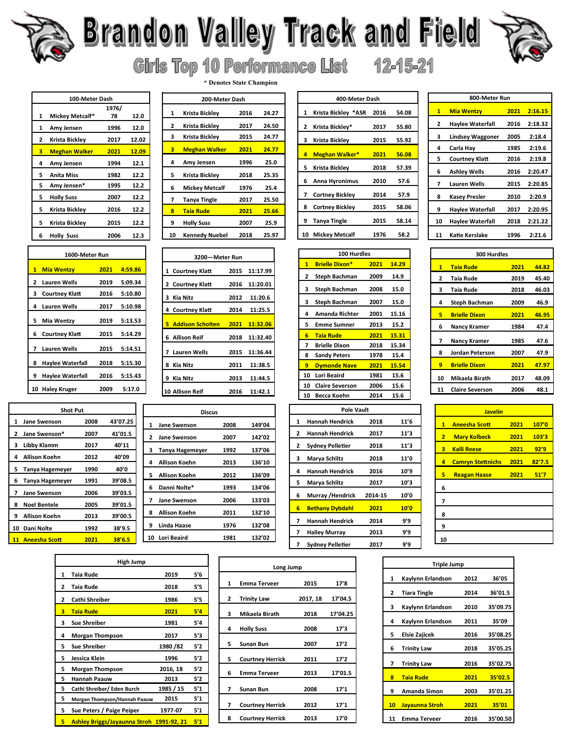# Brandon Valley Track and Field

## Girls Top 10 Performance List 12-15-21

\* Denotes State Champion

### 100-Meter Dash

| Rank | Name | Year | Mark |
|---|---|---|---|
| 1 | Mickey Metcalf* | 1976/78 | 12.0 |
| 1 | Amy Jensen | 1996 | 12.0 |
| 2 | Krista Bickley | 2017 | 12.02 |
| 3 | Meghan Walker | 2021 | 12.09 |
| 4 | Amy Jensen | 1994 | 12.1 |
| 5 | Anita Miss | 1982 | 12.2 |
| 5 | Amy Jensen* | 1995 | 12.2 |
| 5 | Holly Suss | 2007 | 12.2 |
| 5 | Krista Bickley | 2016 | 12.2 |
| 5 | Krista Bickley | 2015 | 12.2 |
| 6 | Holly Suss | 2006 | 12.3 |

### 200-Meter Dash

| Rank | Name | Year | Mark |
|---|---|---|---|
| 1 | Krista Bickley | 2016 | 24.27 |
| 2 | Krista Bickley | 2017 | 24.50 |
| 3 | Krista Bickley | 2015 | 24.77 |
| 3 | Meghan Walker | 2021 | 24.77 |
| 4 | Amy Jensen | 1996 | 25.0 |
| 5 | Krista Bickley | 2018 | 25.35 |
| 6 | Mickey Metcalf | 1976 | 25.4 |
| 7 | Tanya Tingle | 2017 | 25.50 |
| 8 | Taia Rude | 2021 | 25.66 |
| 9 | Holly Suss | 2007 | 25.9 |
| 10 | Kennedy Nuebel | 2018 | 25.97 |

### 400-Meter Dash

| Rank | Name | Year | Mark |
|---|---|---|---|
| 1 | Krista Bickley *ASR | 2016 | 54.08 |
| 2 | Krista Bickley* | 2017 | 55.80 |
| 3 | Krista Bickley | 2015 | 55.92 |
| 4 | Meghan Walker* | 2021 | 56.08 |
| 5 | Krista Bickley | 2018 | 57.39 |
| 6 | Anna Hyronimus | 2010 | 57.6 |
| 7 | Cortney Bickley | 2014 | 57.9 |
| 8 | Cortney Bickley | 2015 | 58.06 |
| 9 | Tanya Tingle | 2015 | 58.14 |
| 10 | Mickey Metcalf | 1976 | 58.2 |

### 800-Meter Run

| Rank | Name | Year | Mark |
|---|---|---|---|
| 1 | Mia Wentzy | 2021 | 2:16.15 |
| 2 | Haylee Waterfall | 2016 | 2:18.32 |
| 3 | Lindsey Waggoner | 2005 | 2:18.4 |
| 4 | Carla Hay | 1985 | 2:19.6 |
| 5 | Courtney Klatt | 2016 | 2:19.8 |
| 6 | Ashley Wells | 2016 | 2:20.47 |
| 7 | Lauren Wells | 2015 | 2:20.85 |
| 8 | Kasey Presler | 2010 | 2:20.9 |
| 9 | Haylee Waterfall | 2017 | 2:20.95 |
| 10 | Haylee Waterfall | 2018 | 2:21.22 |
| 11 | Katie Kerslake | 1996 | 2:21.6 |

### 1600-Meter Run

| Rank | Name | Year | Mark |
|---|---|---|---|
| 1 | Mia Wentzy | 2021 | 4:59.86 |
| 2 | Lauren Wells | 2019 | 5:09.34 |
| 3 | Courtney Klatt | 2016 | 5:10.80 |
| 4 | Lauren Wells | 2017 | 5:10.98 |
| 5 | Mia Wentzy | 2019 | 5:13.53 |
| 6 | Courtney Klatt | 2015 | 5:14.29 |
| 7 | Lauren Wells | 2015 | 5:14.51 |
| 8 | Haylee Waterfall | 2018 | 5:15.30 |
| 9 | Haylee Waterfall | 2016 | 5:15.43 |
| 10 | Haley Kruger | 2009 | 5:17.0 |

### 3200—Meter Run

| Rank | Name | Year | Mark |
|---|---|---|---|
| 1 | Courtney Klatt | 2015 | 11:17.99 |
| 2 | Courtney Klatt | 2016 | 11:20.01 |
| 3 | Kia Nitz | 2012 | 11:20.6 |
| 4 | Courtney Klatt | 2014 | 11:25.5 |
| 5 | Addison Scholten | 2021 | 11:32.06 |
| 6 | Allison Reif | 2018 | 11:32.40 |
| 7 | Lauren Wells | 2015 | 11:36.44 |
| 8 | Kia Nitz | 2011 | 11:38.5 |
| 9 | Kia Nitz | 2013 | 11:44.5 |
| 10 | Allison Reif | 2016 | 11:42.1 |

### 100 Hurdles

| Rank | Name | Year | Mark |
|---|---|---|---|
| 1 | Brielle Dixon* | 2021 | 14.29 |
| 2 | Steph Bachman | 2009 | 14.9 |
| 3 | Steph Bachman | 2008 | 15.0 |
| 3 | Steph Bachman | 2007 | 15.0 |
| 4 | Amanda Richter | 2001 | 15.16 |
| 5 | Emme Sumner | 2013 | 15.2 |
| 6 | Taia Rude | 2021 | 15.31 |
| 7 | Brielle Dixon | 2018 | 15.34 |
| 8 | Sandy Peters | 1978 | 15.4 |
| 9 | Dymonde Nave | 2021 | 15.54 |
| 10 | Lori Beaird | 1981 | 15.6 |
| 10 | Claire Severson | 2006 | 15.6 |
| 10 | Becca Koehn | 2014 | 15.6 |

### 300 Hurdles

| Rank | Name | Year | Mark |
|---|---|---|---|
| 1 | Taia Rude | 2021 | 44.82 |
| 2 | Taia Rude | 2019 | 45.40 |
| 3 | Taia Rude | 2018 | 46.03 |
| 4 | Steph Bachman | 2009 | 46.9 |
| 5 | Brielle Dixon | 2021 | 46.95 |
| 6 | Nancy Kramer | 1984 | 47.4 |
| 7 | Nancy Kramer | 1985 | 47.6 |
| 8 | Jordan Peterson | 2007 | 47.9 |
| 9 | Brielle Dixon | 2021 | 47.97 |
| 10 | Mikaela Birath | 2017 | 48.09 |
| 11 | Claire Severson | 2006 | 48.1 |

### Shot Put

| Rank | Name | Year | Mark |
|---|---|---|---|
| 1 | Jane Swenson | 2008 | 43'07.25 |
| 2 | Jane Swenson* | 2007 | 41'01.5 |
| 3 | Libby Klamm | 2017 | 40'11 |
| 4 | Allison Koehn | 2012 | 40'09 |
| 5 | Tanya Hagemeyer | 1990 | 40'0 |
| 6 | Tanya Hagemeyer | 1991 | 39'08.5 |
| 7 | Jane Swenson | 2006 | 39'03.5 |
| 8 | Noel Bentele | 2005 | 39'01.5 |
| 9 | Allison Koehn | 2013 | 39'00.5 |
| 10 | Dani Nolte | 1992 | 38'9.5 |
| 11 | Aneesha Scott | 2021 | 38'6.5 |

### Discus

| Rank | Name | Year | Mark |
|---|---|---|---|
| 1 | Jane Swenson | 2008 | 149'04 |
| 2 | Jane Swenson | 2007 | 142'02 |
| 3 | Tanya Hagemeyer | 1992 | 137'06 |
| 4 | Allison Koehn | 2013 | 136'10 |
| 5 | Allison Koehn | 2012 | 136'09 |
| 6 | Danni Nolte* | 1993 | 134'06 |
| 7 | Jane Swenson | 2006 | 133'03 |
| 8 | Allison Koehn | 2011 | 132'10 |
| 9 | Linda Haase | 1976 | 132'08 |
| 10 | Lori Beaird | 1981 | 132'02 |

### Pole Vault

| Rank | Name | Year | Mark |
|---|---|---|---|
| 1 | Hannah Hendrick | 2018 | 11'6 |
| 2 | Hannah Hendrick | 2017 | 11'3 |
| 2 | Sydney Pelletier | 2018 | 11'3 |
| 3 | Marya Schlitz | 2018 | 11'0 |
| 4 | Hannah Hendrick | 2016 | 10'9 |
| 5 | Marya Schlitz | 2017 | 10'3 |
| 6 | Murray /Hendrick | 2014-15 | 10'0 |
| 6 | Bethany Dybdahl | 2021 | 10'0 |
| 7 | Hannah Hendrick | 2014 | 9'9 |
| 7 | Hailey Murray | 2013 | 9'9 |
| 7 | Sydney Pelletier | 2017 | 9'9 |

### Javelin

| Rank | Name | Year | Mark |
|---|---|---|---|
| 1 | Aneesha Scott | 2021 | 107'0 |
| 2 | Mary Kolbeck | 2021 | 103'3 |
| 3 | Kalli Reese | 2021 | 92'9 |
| 4 | Camryn Stettnichs | 2021 | 82'7.5 |
| 5 | Reagan Haase | 2021 | 51'7 |
| 6 | | | |
| 7 | | | |
| 8 | | | |
| 9 | | | |
| 10 | | | |

### High Jump

| Rank | Name | Year | Mark |
|---|---|---|---|
| 1 | Taia Rude | 2019 | 5'6 |
| 2 | Taia Rude | 2018 | 5'5 |
| 2 | Cathi Shreiber | 1986 | 5'5 |
| 3 | Taia Rude | 2021 | 5'4 |
| 3 | Sue Shreiber | 1981 | 5'4 |
| 4 | Morgan Thompson | 2017 | 5'3 |
| 5 | Sue Shreiber | 1980 /82 | 5'2 |
| 5 | Jessica Klein | 1996 | 5'2 |
| 5 | Morgan Thompson | 2016, 18 | 5'2 |
| 5 | Hannah Paauw | 2013 | 5'2 |
| 5 | Cathi Shreiber/ Eden Burch | 1985 / 15 | 5'1 |
| 5 | Morgan Thompson/Hannah Paauw | 2015 | 5'1 |
| 5 | Sue Peters / Paige Peiper | 1977-07 | 5'1 |
| 5 | Ashley Briggs/Jayaunna Stroh | 1991-92, 21 | 5'1 |

### Long Jump

| Rank | Name | Year | Mark |
|---|---|---|---|
| 1 | Emma Terveer | 2015 | 17'8 |
| 2 | Trinity Law | 2017, 18 | 17'04.5 |
| 3 | Mikaela Birath | 2018 | 17'04.25 |
| 4 | Holly Suss | 2008 | 17'3 |
| 5 | Sunan Bun | 2007 | 17'2 |
| 5 | Courtney Herrick | 2011 | 17'2 |
| 6 | Emma Terveer | 2013 | 17'01.5 |
| 7 | Sunan Bun | 2008 | 17'1 |
| 7 | Courtney Herrick | 2012 | 17'1 |
| 8 | Courtney Herrick | 2013 | 17'0 |

### Triple Jump

| Rank | Name | Year | Mark |
|---|---|---|---|
| 1 | Kaylynn Erlandson | 2012 | 36'05 |
| 2 | Tiara Tingle | 2014 | 36'01.5 |
| 3 | Kaylynn Erlandson | 2010 | 35'09.75 |
| 4 | Kaylynn Erlandson | 2011 | 35'09 |
| 5 | Elsie Zajicek | 2016 | 35'08.25 |
| 6 | Trinity Law | 2018 | 35'05.25 |
| 7 | Trinity Law | 2016 | 35'02.75 |
| 8 | Taia Rude | 2021 | 35'02.5 |
| 9 | Amanda Simon | 2003 | 35'01.25 |
| 10 | Jayaunna Stroh | 2021 | 35'01 |
| 11 | Emma Terveer | 2016 | 35'00.50 |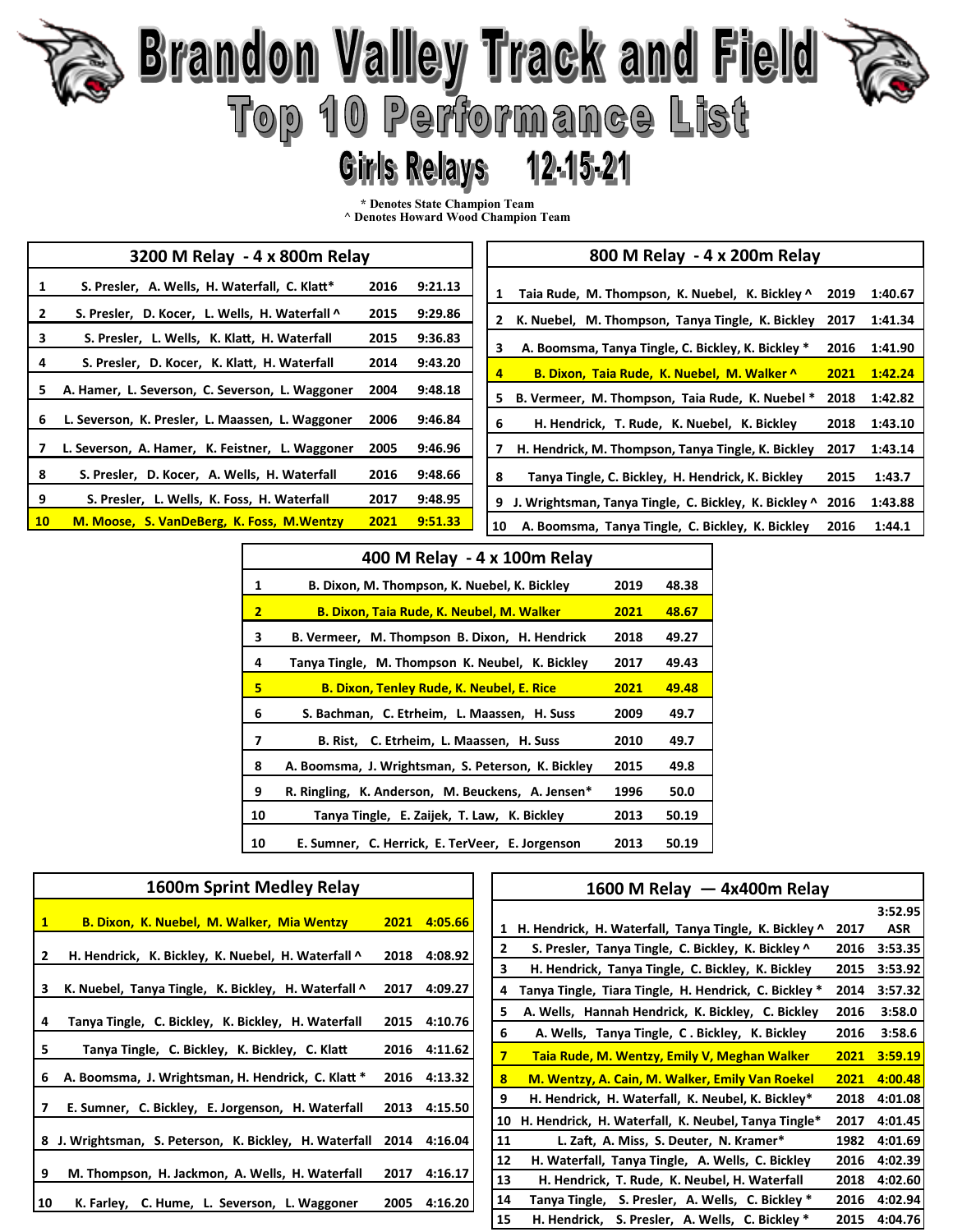# Brandon Valley Track and Field

## Top 10 Performance List

### Girls Relays 12-15-21

**\* Denotes State Champion Team**
**^ Denotes Howard Wood Champion Team**

| 3200 M Relay - 4 x 800m Relay | | | |
|---|---|---|---|
| 1 | S. Presler, A. Wells, H. Waterfall, C. Klatt* | 2016 | 9:21.13 |
| 2 | S. Presler, D. Kocer, L. Wells, H. Waterfall ^ | 2015 | 9:29.86 |
| 3 | S. Presler, L. Wells, K. Klatt, H. Waterfall | 2015 | 9:36.83 |
| 4 | S. Presler, D. Kocer, K. Klatt, H. Waterfall | 2014 | 9:43.20 |
| 5 | A. Hamer, L. Severson, C. Severson, L. Waggoner | 2004 | 9:48.18 |
| 6 | L. Severson, K. Presler, L. Maassen, L. Waggoner | 2006 | 9:46.84 |
| 7 | L. Severson, A. Hamer, K. Feistner, L. Waggoner | 2005 | 9:46.96 |
| 8 | S. Presler, D. Kocer, A. Wells, H. Waterfall | 2016 | 9:48.66 |
| 9 | S. Presler, L. Wells, K. Foss, H. Waterfall | 2017 | 9:48.95 |
| 10 | M. Moose, S. VanDeBerg, K. Foss, M.Wentzy | 2021 | 9:51.33 |

| 800 M Relay - 4 x 200m Relay | | | |
|---|---|---|---|
| 1 | Taia Rude, M. Thompson, K. Nuebel, K. Bickley ^ | 2019 | 1:40.67 |
| 2 | K. Nuebel, M. Thompson, Tanya Tingle, K. Bickley | 2017 | 1:41.34 |
| 3 | A. Boomsma, Tanya Tingle, C. Bickley, K. Bickley * | 2016 | 1:41.90 |
| 4 | B. Dixon, Taia Rude, K. Nuebel, M. Walker ^ | 2021 | 1:42.24 |
| 5 | B. Vermeer, M. Thompson, Taia Rude, K. Nuebel * | 2018 | 1:42.82 |
| 6 | H. Hendrick, T. Rude, K. Nuebel, K. Bickley | 2018 | 1:43.10 |
| 7 | H. Hendrick, M. Thompson, Tanya Tingle, K. Bickley | 2017 | 1:43.14 |
| 8 | Tanya Tingle, C. Bickley, H. Hendrick, K. Bickley | 2015 | 1:43.7 |
| 9 | J. Wrightsman, Tanya Tingle, C. Bickley, K. Bickley ^ | 2016 | 1:43.88 |
| 10 | A. Boomsma, Tanya Tingle, C. Bickley, K. Bickley | 2016 | 1:44.1 |

| 400 M Relay - 4 x 100m Relay | | | |
|---|---|---|---|
| 1 | B. Dixon, M. Thompson, K. Nuebel, K. Bickley | 2019 | 48.38 |
| 2 | B. Dixon, Taia Rude, K. Neubel, M. Walker | 2021 | 48.67 |
| 3 | B. Vermeer, M. Thompson B. Dixon, H. Hendrick | 2018 | 49.27 |
| 4 | Tanya Tingle, M. Thompson K. Neubel, K. Bickley | 2017 | 49.43 |
| 5 | B. Dixon, Tenley Rude, K. Neubel, E. Rice | 2021 | 49.48 |
| 6 | S. Bachman, C. Etrheim, L. Maassen, H. Suss | 2009 | 49.7 |
| 7 | B. Rist, C. Etrheim, L. Maassen, H. Suss | 2010 | 49.7 |
| 8 | A. Boomsma, J. Wrightsman, S. Peterson, K. Bickley | 2015 | 49.8 |
| 9 | R. Ringling, K. Anderson, M. Beuckens, A. Jensen* | 1996 | 50.0 |
| 10 | Tanya Tingle, E. Zaijek, T. Law, K. Bickley | 2013 | 50.19 |
| 10 | E. Sumner, C. Herrick, E. TerVeer, E. Jorgenson | 2013 | 50.19 |

| 1600m Sprint Medley Relay | | | |
|---|---|---|---|
| 1 | B. Dixon, K. Nuebel, M. Walker, Mia Wentzy | 2021 | 4:05.66 |
| 2 | H. Hendrick, K. Bickley, K. Nuebel, H. Waterfall ^ | 2018 | 4:08.92 |
| 3 | K. Nuebel, Tanya Tingle, K. Bickley, H. Waterfall ^ | 2017 | 4:09.27 |
| 4 | Tanya Tingle, C. Bickley, K. Bickley, H. Waterfall | 2015 | 4:10.76 |
| 5 | Tanya Tingle, C. Bickley, K. Bickley, C. Klatt | 2016 | 4:11.62 |
| 6 | A. Boomsma, J. Wrightsman, H. Hendrick, C. Klatt * | 2016 | 4:13.32 |
| 7 | E. Sumner, C. Bickley, E. Jorgenson, H. Waterfall | 2013 | 4:15.50 |
| 8 | J. Wrightsman, S. Peterson, K. Bickley, H. Waterfall | 2014 | 4:16.04 |
| 9 | M. Thompson, H. Jackmon, A. Wells, H. Waterfall | 2017 | 4:16.17 |
| 10 | K. Farley, C. Hume, L. Severson, L. Waggoner | 2005 | 4:16.20 |

| 1600 M Relay — 4x400m Relay | | | |
|---|---|---|---|
| 1 | H. Hendrick, H. Waterfall, Tanya Tingle, K. Bickley ^ | 2017 | 3:52.95 ASR |
| 2 | S. Presler, Tanya Tingle, C. Bickley, K. Bickley ^ | 2016 | 3:53.35 |
| 3 | H. Hendrick, Tanya Tingle, C. Bickley, K. Bickley | 2015 | 3:53.92 |
| 4 | Tanya Tingle, Tiara Tingle, H. Hendrick, C. Bickley * | 2014 | 3:57.32 |
| 5 | A. Wells, Hannah Hendrick, K. Bickley, C. Bickley | 2016 | 3:58.0 |
| 6 | A. Wells, Tanya Tingle, C . Bickley, K. Bickley | 2016 | 3:58.6 |
| 7 | Taia Rude, M. Wentzy, Emily V, Meghan Walker | 2021 | 3:59.19 |
| 8 | M. Wentzy, A. Cain, M. Walker, Emily Van Roekel | 2021 | 4:00.48 |
| 9 | H. Hendrick, H. Waterfall, K. Neubel, K. Bickley* | 2018 | 4:01.08 |
| 10 | H. Hendrick, H. Waterfall, K. Neubel, Tanya Tingle* | 2017 | 4:01.45 |
| 11 | L. Zaft, A. Miss, S. Deuter, N. Kramer* | 1982 | 4:01.69 |
| 12 | H. Waterfall, Tanya Tingle, A. Wells, C. Bickley | 2016 | 4:02.39 |
| 13 | H. Hendrick, T. Rude, K. Neubel, H. Waterfall | 2018 | 4:02.60 |
| 14 | Tanya Tingle, S. Presler, A. Wells, C. Bickley * | 2016 | 4:02.94 |
| 15 | H. Hendrick, S. Presler, A. Wells, C. Bickley * | 2015 | 4:04.76 |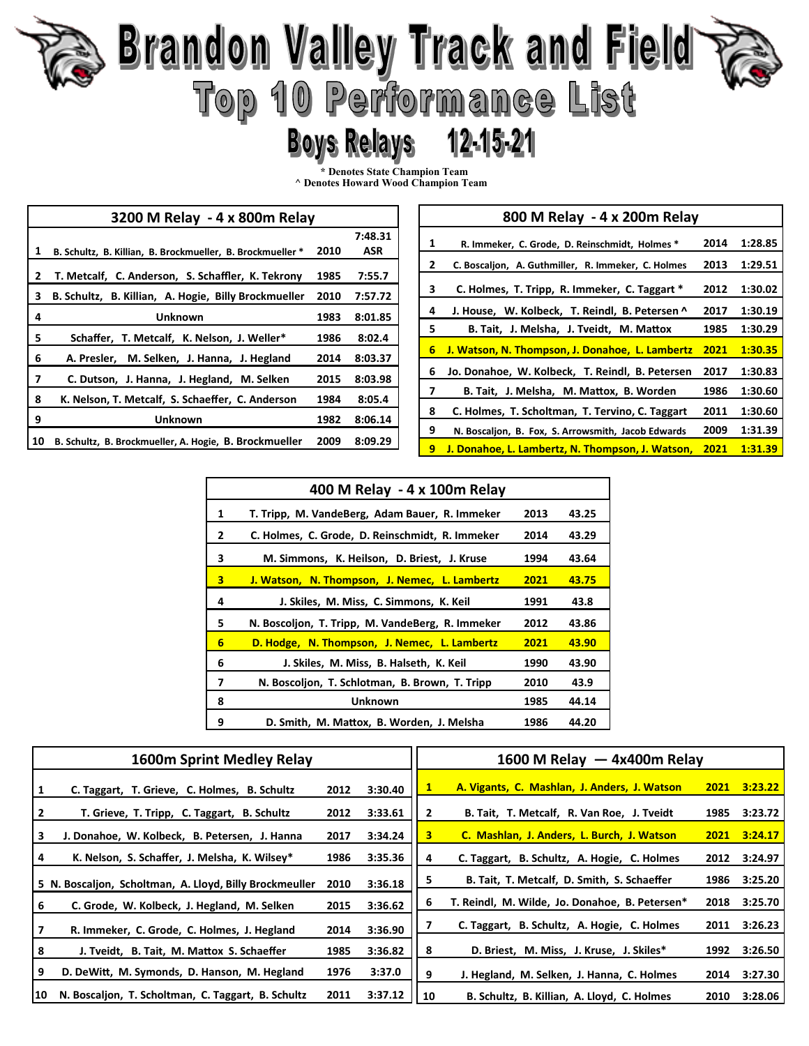# Brandon Valley Track and Field

## Top 10 Performance List

## Boys Relays 12-15-21

\* Denotes State Champion Team
^ Denotes Howard Wood Champion Team

### 3200 M Relay - 4 x 800m Relay

| | | | |
|---|---|---|---|
| 1 | B. Schultz, B. Killian, B. Brockmueller, B. Brockmueller * | 2010 | 7:48.31 ASR |
| 2 | T. Metcalf, C. Anderson, S. Schaffler, K. Tekrony | 1985 | 7:55.7 |
| 3 | B. Schultz, B. Killian, A. Hogie, Billy Brockmueller | 2010 | 7:57.72 |
| 4 | Unknown | 1983 | 8:01.85 |
| 5 | Schaffer, T. Metcalf, K. Nelson, J. Weller* | 1986 | 8:02.4 |
| 6 | A. Presler, M. Selken, J. Hanna, J. Hegland | 2014 | 8:03.37 |
| 7 | C. Dutson, J. Hanna, J. Hegland, M. Selken | 2015 | 8:03.98 |
| 8 | K. Nelson, T. Metcalf, S. Schaeffer, C. Anderson | 1984 | 8:05.4 |
| 9 | Unknown | 1982 | 8:06.14 |
| 10 | B. Schultz, B. Brockmueller, A. Hogie, B. Brockmueller | 2009 | 8:09.29 |

### 800 M Relay - 4 x 200m Relay

| | | | |
|---|---|---|---|
| 1 | R. Immeker, C. Grode, D. Reinschmidt, Holmes * | 2014 | 1:28.85 |
| 2 | C. Boscaljon, A. Guthmiller, R. Immeker, C. Holmes | 2013 | 1:29.51 |
| 3 | C. Holmes, T. Tripp, R. Immeker, C. Taggart * | 2012 | 1:30.02 |
| 4 | J. House, W. Kolbeck, T. Reindl, B. Petersen ^ | 2017 | 1:30.19 |
| 5 | B. Tait, J. Melsha, J. Tveidt, M. Mattox | 1985 | 1:30.29 |
| 6 | J. Watson, N. Thompson, J. Donahoe, L. Lambertz | 2021 | 1:30.35 |
| 6 | Jo. Donahoe, W. Kolbeck, T. Reindl, B. Petersen | 2017 | 1:30.83 |
| 7 | B. Tait, J. Melsha, M. Mattox, B. Worden | 1986 | 1:30.60 |
| 8 | C. Holmes, T. Scholtman, T. Tervino, C. Taggart | 2011 | 1:30.60 |
| 9 | N. Boscaljon, B. Fox, S. Arrowsmith, Jacob Edwards | 2009 | 1:31.39 |
| 9 | J. Donahoe, L. Lambertz, N. Thompson, J. Watson, | 2021 | 1:31.39 |

### 400 M Relay - 4 x 100m Relay

| | | | |
|---|---|---|---|
| 1 | T. Tripp, M. VandeBerg, Adam Bauer, R. Immeker | 2013 | 43.25 |
| 2 | C. Holmes, C. Grode, D. Reinschmidt, R. Immeker | 2014 | 43.29 |
| 3 | M. Simmons, K. Heilson, D. Briest, J. Kruse | 1994 | 43.64 |
| 3 | J. Watson, N. Thompson, J. Nemec, L. Lambertz | 2021 | 43.75 |
| 4 | J. Skiles, M. Miss, C. Simmons, K. Keil | 1991 | 43.8 |
| 5 | N. Boscoljon, T. Tripp, M. VandeBerg, R. Immeker | 2012 | 43.86 |
| 6 | D. Hodge, N. Thompson, J. Nemec, L. Lambertz | 2021 | 43.90 |
| 6 | J. Skiles, M. Miss, B. Halseth, K. Keil | 1990 | 43.90 |
| 7 | N. Boscoljon, T. Schlotman, B. Brown, T. Tripp | 2010 | 43.9 |
| 8 | Unknown | 1985 | 44.14 |
| 9 | D. Smith, M. Mattox, B. Worden, J. Melsha | 1986 | 44.20 |

### 1600m Sprint Medley Relay

| | | | |
|---|---|---|---|
| 1 | C. Taggart, T. Grieve, C. Holmes, B. Schultz | 2012 | 3:30.40 |
| 2 | T. Grieve, T. Tripp, C. Taggart, B. Schultz | 2012 | 3:33.61 |
| 3 | J. Donahoe, W. Kolbeck, B. Petersen, J. Hanna | 2017 | 3:34.24 |
| 4 | K. Nelson, S. Schaffer, J. Melsha, K. Wilsey* | 1986 | 3:35.36 |
| 5 | N. Boscaljon, Scholtman, A. Lloyd, Billy Brockmeuller | 2010 | 3:36.18 |
| 6 | C. Grode, W. Kolbeck, J. Hegland, M. Selken | 2015 | 3:36.62 |
| 7 | R. Immeker, C. Grode, C. Holmes, J. Hegland | 2014 | 3:36.90 |
| 8 | J. Tveidt, B. Tait, M. Mattox S. Schaeffer | 1985 | 3:36.82 |
| 9 | D. DeWitt, M. Symonds, D. Hanson, M. Hegland | 1976 | 3:37.0 |
| 10 | N. Boscaljon, T. Scholtman, C. Taggart, B. Schultz | 2011 | 3:37.12 |

### 1600 M Relay — 4x400m Relay

| | | | |
|---|---|---|---|
| 1 | A. Vigants, C. Mashlan, J. Anders, J. Watson | 2021 | 3:23.22 |
| 2 | B. Tait, T. Metcalf, R. Van Roe, J. Tveidt | 1985 | 3:23.72 |
| 3 | C. Mashlan, J. Anders, L. Burch, J. Watson | 2021 | 3:24.17 |
| 4 | C. Taggart, B. Schultz, A. Hogie, C. Holmes | 2012 | 3:24.97 |
| 5 | B. Tait, T. Metcalf, D. Smith, S. Schaeffer | 1986 | 3:25.20 |
| 6 | T. Reindl, M. Wilde, Jo. Donahoe, B. Petersen* | 2018 | 3:25.70 |
| 7 | C. Taggart, B. Schultz, A. Hogie, C. Holmes | 2011 | 3:26.23 |
| 8 | D. Briest, M. Miss, J. Kruse, J. Skiles* | 1992 | 3:26.50 |
| 9 | J. Hegland, M. Selken, J. Hanna, C. Holmes | 2014 | 3:27.30 |
| 10 | B. Schultz, B. Killian, A. Lloyd, C. Holmes | 2010 | 3:28.06 |